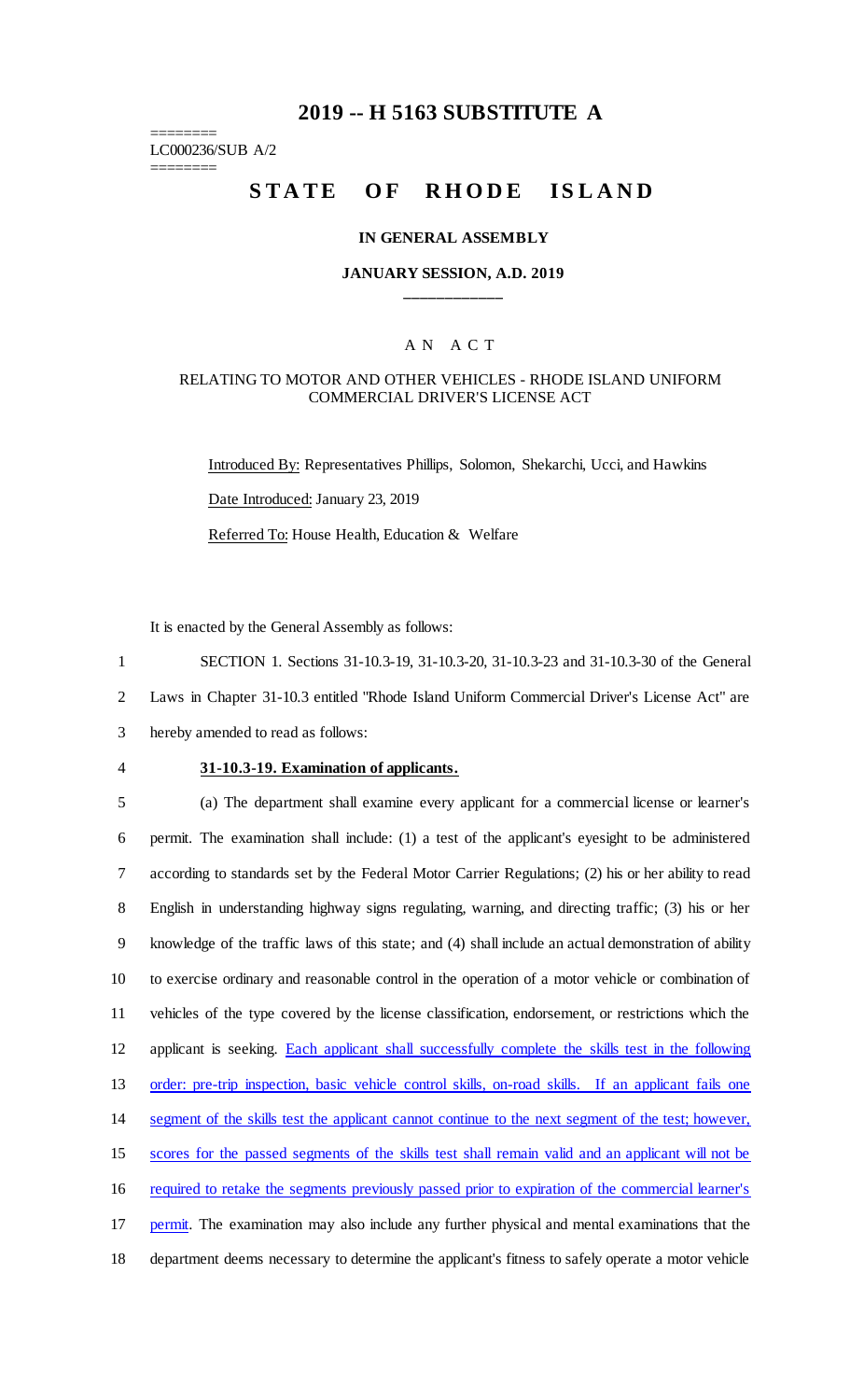# 2019 -- H 5163 SUBSTITUTE A

========
LC000236/SUB A/2
========

## STATE OF RHODE ISLAND

### IN GENERAL ASSEMBLY

### JANUARY SESSION, A.D. 2019

---

A N A C T

RELATING TO MOTOR AND OTHER VEHICLES - RHODE ISLAND UNIFORM COMMERCIAL DRIVER'S LICENSE ACT

Introduced By: Representatives Phillips, Solomon, Shekarchi, Ucci, and Hawkins

Date Introduced: January 23, 2019

Referred To: House Health, Education & Welfare

It is enacted by the General Assembly as follows:

1 SECTION 1. Sections 31-10.3-19, 31-10.3-20, 31-10.3-23 and 31-10.3-30 of the General
2 Laws in Chapter 31-10.3 entitled "Rhode Island Uniform Commercial Driver's License Act" are
3 hereby amended to read as follows:

4 **31-10.3-19. Examination of applicants.**

5 (a) The department shall examine every applicant for a commercial license or learner's
6 permit. The examination shall include: (1) a test of the applicant's eyesight to be administered
7 according to standards set by the Federal Motor Carrier Regulations; (2) his or her ability to read
8 English in understanding highway signs regulating, warning, and directing traffic; (3) his or her
9 knowledge of the traffic laws of this state; and (4) shall include an actual demonstration of ability
10 to exercise ordinary and reasonable control in the operation of a motor vehicle or combination of
11 vehicles of the type covered by the license classification, endorsement, or restrictions which the
12 applicant is seeking. Each applicant shall successfully complete the skills test in the following
13 order: pre-trip inspection, basic vehicle control skills, on-road skills. If an applicant fails one
14 segment of the skills test the applicant cannot continue to the next segment of the test; however,
15 scores for the passed segments of the skills test shall remain valid and an applicant will not be
16 required to retake the segments previously passed prior to expiration of the commercial learner's
17 permit. The examination may also include any further physical and mental examinations that the
18 department deems necessary to determine the applicant's fitness to safely operate a motor vehicle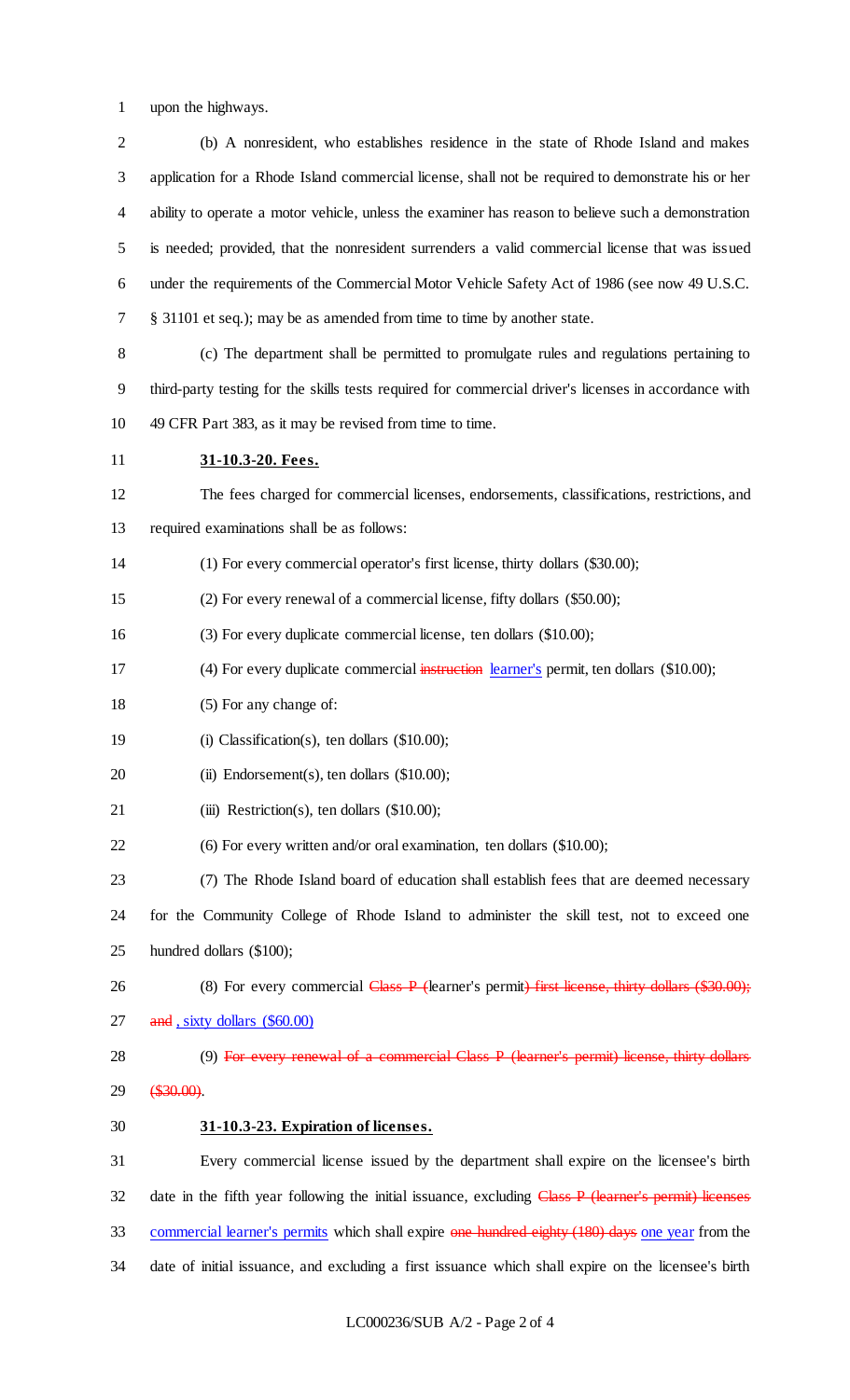upon the highways.

(b) A nonresident, who establishes residence in the state of Rhode Island and makes application for a Rhode Island commercial license, shall not be required to demonstrate his or her ability to operate a motor vehicle, unless the examiner has reason to believe such a demonstration is needed; provided, that the nonresident surrenders a valid commercial license that was issued under the requirements of the Commercial Motor Vehicle Safety Act of 1986 (see now 49 U.S.C. § 31101 et seq.); may be as amended from time to time by another state.

(c) The department shall be permitted to promulgate rules and regulations pertaining to third-party testing for the skills tests required for commercial driver's licenses in accordance with 49 CFR Part 383, as it may be revised from time to time.

**31-10.3-20. Fees.**

The fees charged for commercial licenses, endorsements, classifications, restrictions, and required examinations shall be as follows:

(1) For every commercial operator's first license, thirty dollars ($30.00);

(2) For every renewal of a commercial license, fifty dollars ($50.00);

(3) For every duplicate commercial license, ten dollars ($10.00);

(4) For every duplicate commercial ~~instruction~~ learner's permit, ten dollars ($10.00);

(5) For any change of:

(i) Classification(s), ten dollars ($10.00);

(ii) Endorsement(s), ten dollars ($10.00);

(iii) Restriction(s), ten dollars ($10.00);

(6) For every written and/or oral examination, ten dollars ($10.00);

(7) The Rhode Island board of education shall establish fees that are deemed necessary for the Community College of Rhode Island to administer the skill test, not to exceed one hundred dollars ($100);

(8) For every commercial ~~Class P (~~learner's permit~~) first license, thirty dollars ($30.00); and~~ , sixty dollars ($60.00)

(9) ~~For every renewal of a commercial Class P (learner's permit) license, thirty dollars ($30.00)~~.

**31-10.3-23. Expiration of licenses.**

Every commercial license issued by the department shall expire on the licensee's birth date in the fifth year following the initial issuance, excluding ~~Class P (learner's permit) licenses~~ commercial learner's permits which shall expire ~~one hundred eighty (180) days~~ one year from the date of initial issuance, and excluding a first issuance which shall expire on the licensee's birth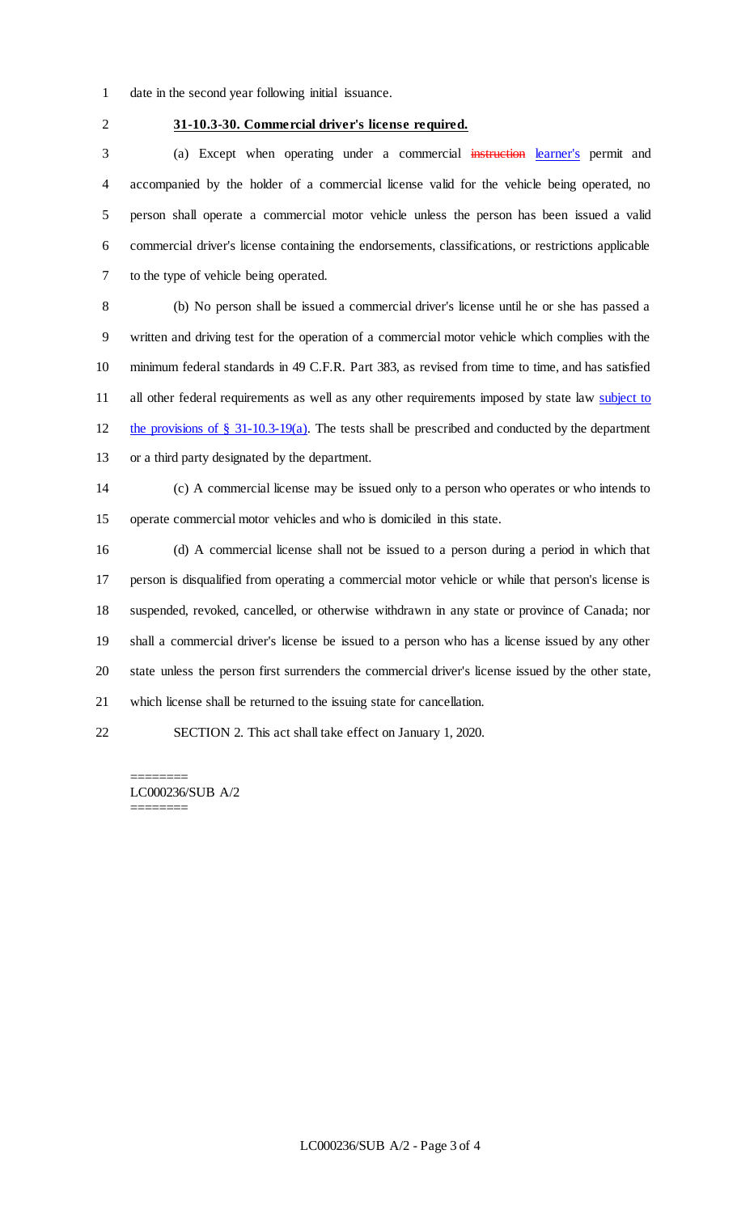date in the second year following initial issuance.

**31-10.3-30. Commercial driver's license required.**

(a) Except when operating under a commercial ~~instruction~~ learner's permit and accompanied by the holder of a commercial license valid for the vehicle being operated, no person shall operate a commercial motor vehicle unless the person has been issued a valid commercial driver's license containing the endorsements, classifications, or restrictions applicable to the type of vehicle being operated.

(b) No person shall be issued a commercial driver's license until he or she has passed a written and driving test for the operation of a commercial motor vehicle which complies with the minimum federal standards in 49 C.F.R. Part 383, as revised from time to time, and has satisfied all other federal requirements as well as any other requirements imposed by state law subject to the provisions of § 31-10.3-19(a). The tests shall be prescribed and conducted by the department or a third party designated by the department.

(c) A commercial license may be issued only to a person who operates or who intends to operate commercial motor vehicles and who is domiciled in this state.

(d) A commercial license shall not be issued to a person during a period in which that person is disqualified from operating a commercial motor vehicle or while that person's license is suspended, revoked, cancelled, or otherwise withdrawn in any state or province of Canada; nor shall a commercial driver's license be issued to a person who has a license issued by any other state unless the person first surrenders the commercial driver's license issued by the other state, which license shall be returned to the issuing state for cancellation.

SECTION 2. This act shall take effect on January 1, 2020.

========
LC000236/SUB A/2
========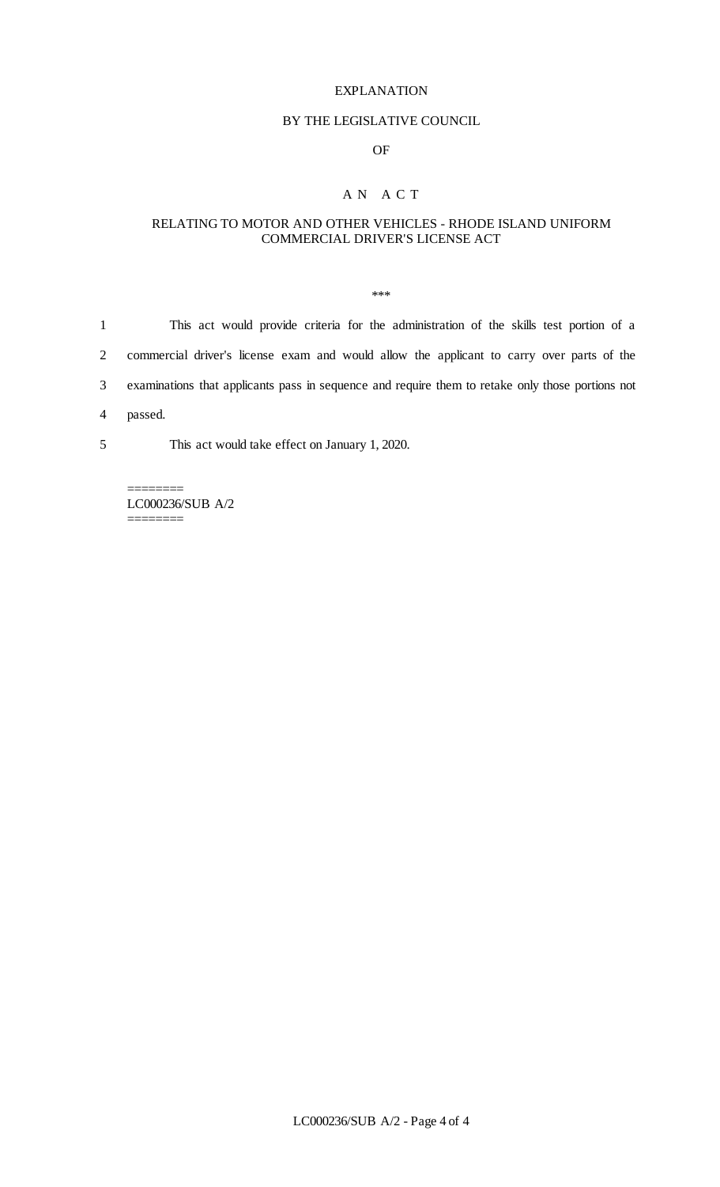EXPLANATION

BY THE LEGISLATIVE COUNCIL

OF

# A N   A C T

## RELATING TO MOTOR AND OTHER VEHICLES - RHODE ISLAND UNIFORM COMMERCIAL DRIVER'S LICENSE ACT

\*\*\*

1 This act would provide criteria for the administration of the skills test portion of a
2 commercial driver's license exam and would allow the applicant to carry over parts of the
3 examinations that applicants pass in sequence and require them to retake only those portions not
4 passed.

5 This act would take effect on January 1, 2020.

========
LC000236/SUB A/2
========